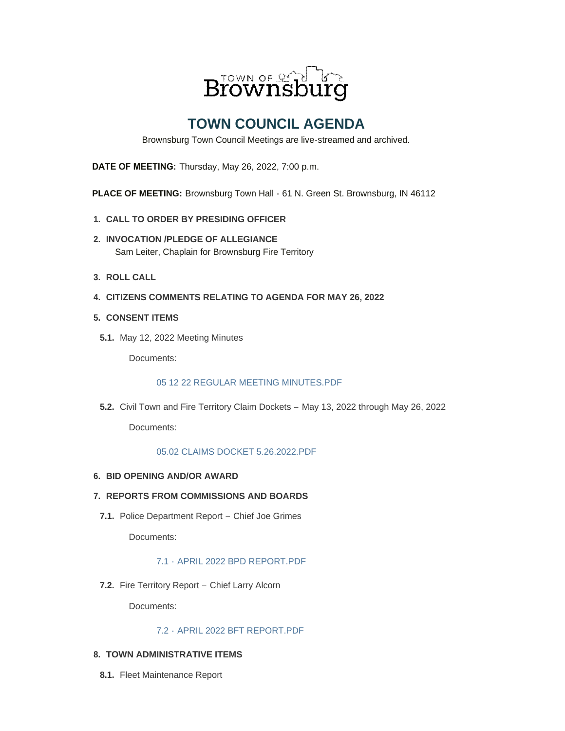TOWN OF Brownsburg

# TOWN COUNCIL AGENDA

Brownsburg Town Council Meetings are live-streamed and archived.

**DATE OF MEETING:** Thursday, May 26, 2022, 7:00 p.m.

**PLACE OF MEETING:** Brownsburg Town Hall - 61 N. Green St. Brownsburg, IN 46112

1. **CALL TO ORDER BY PRESIDING OFFICER**

2. **INVOCATION /PLEDGE OF ALLEGIANCE**
   Sam Leiter, Chaplain for Brownsburg Fire Territory

3. **ROLL CALL**

4. **CITIZENS COMMENTS RELATING TO AGENDA FOR MAY 26, 2022**

5. **CONSENT ITEMS**

   **5.1.** May 12, 2022 Meeting Minutes

   Documents:

   05 12 22 REGULAR MEETING MINUTES.PDF

   **5.2.** Civil Town and Fire Territory Claim Dockets – May 13, 2022 through May 26, 2022

   Documents:

   05.02 CLAIMS DOCKET 5.26.2022.PDF

6. **BID OPENING AND/OR AWARD**

7. **REPORTS FROM COMMISSIONS AND BOARDS**

   **7.1.** Police Department Report – Chief Joe Grimes

   Documents:

   7.1 - APRIL 2022 BPD REPORT.PDF

   **7.2.** Fire Territory Report – Chief Larry Alcorn

   Documents:

   7.2 - APRIL 2022 BFT REPORT.PDF

8. **TOWN ADMINISTRATIVE ITEMS**

   **8.1.** Fleet Maintenance Report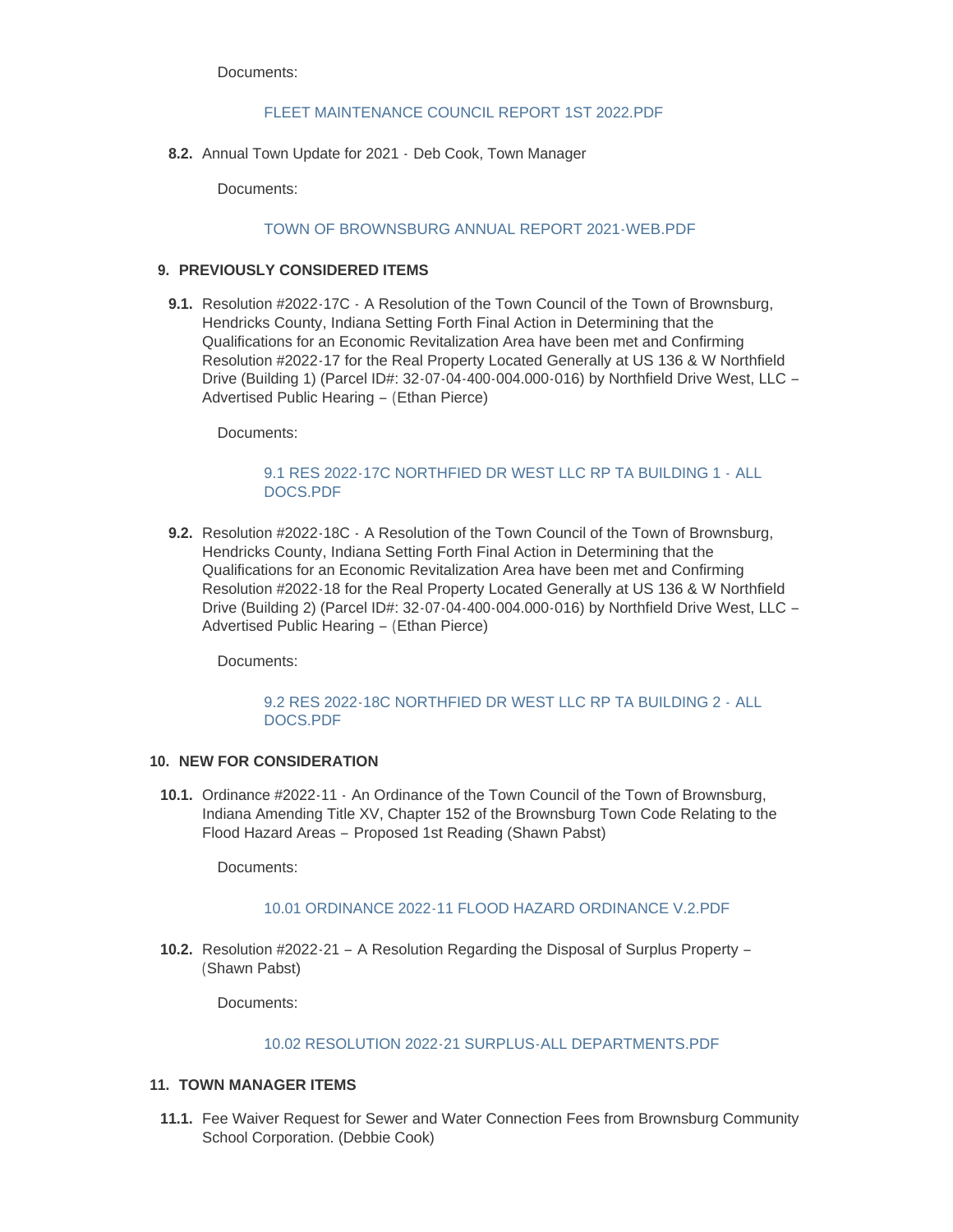Documents:

FLEET MAINTENANCE COUNCIL REPORT 1ST 2022.PDF

**8.2.** Annual Town Update for 2021 - Deb Cook, Town Manager

Documents:

TOWN OF BROWNSBURG ANNUAL REPORT 2021-WEB.PDF

## 9. PREVIOUSLY CONSIDERED ITEMS

**9.1.** Resolution #2022-17C - A Resolution of the Town Council of the Town of Brownsburg, Hendricks County, Indiana Setting Forth Final Action in Determining that the Qualifications for an Economic Revitalization Area have been met and Confirming Resolution #2022-17 for the Real Property Located Generally at US 136 & W Northfield Drive (Building 1) (Parcel ID#: 32-07-04-400-004.000-016) by Northfield Drive West, LLC – Advertised Public Hearing – (Ethan Pierce)

Documents:

9.1 RES 2022-17C NORTHFIED DR WEST LLC RP TA BUILDING 1 - ALL DOCS.PDF

**9.2.** Resolution #2022-18C - A Resolution of the Town Council of the Town of Brownsburg, Hendricks County, Indiana Setting Forth Final Action in Determining that the Qualifications for an Economic Revitalization Area have been met and Confirming Resolution #2022-18 for the Real Property Located Generally at US 136 & W Northfield Drive (Building 2) (Parcel ID#: 32-07-04-400-004.000-016) by Northfield Drive West, LLC – Advertised Public Hearing – (Ethan Pierce)

Documents:

9.2 RES 2022-18C NORTHFIED DR WEST LLC RP TA BUILDING 2 - ALL DOCS.PDF

## 10. NEW FOR CONSIDERATION

**10.1.** Ordinance #2022-11 - An Ordinance of the Town Council of the Town of Brownsburg, Indiana Amending Title XV, Chapter 152 of the Brownsburg Town Code Relating to the Flood Hazard Areas – Proposed 1st Reading (Shawn Pabst)

Documents:

10.01 ORDINANCE 2022-11 FLOOD HAZARD ORDINANCE V.2.PDF

**10.2.** Resolution #2022-21 – A Resolution Regarding the Disposal of Surplus Property – (Shawn Pabst)

Documents:

10.02 RESOLUTION 2022-21 SURPLUS-ALL DEPARTMENTS.PDF

## 11. TOWN MANAGER ITEMS

**11.1.** Fee Waiver Request for Sewer and Water Connection Fees from Brownsburg Community School Corporation. (Debbie Cook)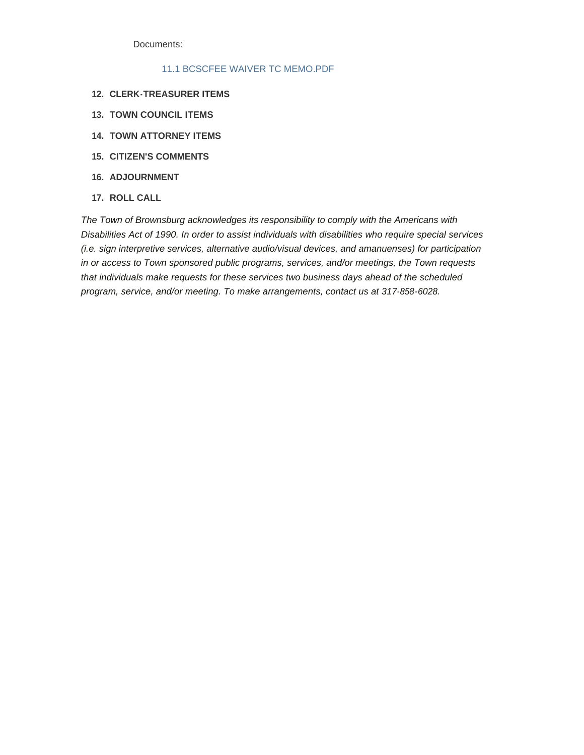Documents:

11.1 BCSCFEE WAIVER TC MEMO.PDF

12. **CLERK-TREASURER ITEMS**
13. **TOWN COUNCIL ITEMS**
14. **TOWN ATTORNEY ITEMS**
15. **CITIZEN'S COMMENTS**
16. **ADJOURNMENT**
17. **ROLL CALL**

*The Town of Brownsburg acknowledges its responsibility to comply with the Americans with Disabilities Act of 1990. In order to assist individuals with disabilities who require special services (i.e. sign interpretive services, alternative audio/visual devices, and amanuenses) for participation in or access to Town sponsored public programs, services, and/or meetings, the Town requests that individuals make requests for these services two business days ahead of the scheduled program, service, and/or meeting. To make arrangements, contact us at 317-858-6028.*